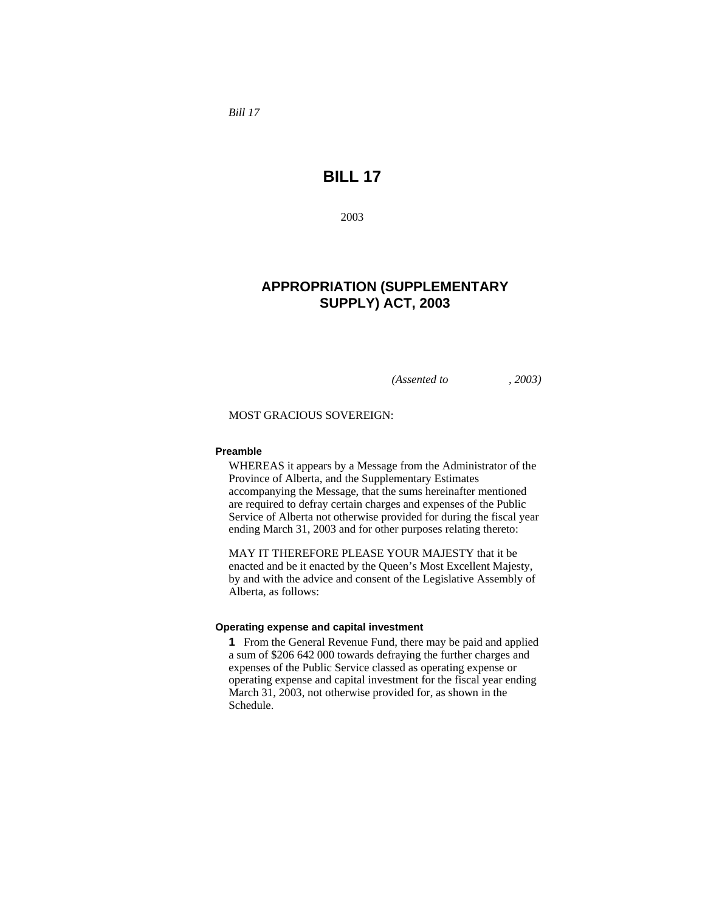*Bill 17*

# BILL 17

2003

## APPROPRIATION (SUPPLEMENTARY SUPPLY) ACT, 2003

*(Assented to , 2003)*

MOST GRACIOUS SOVEREIGN:

**Preamble**

WHEREAS it appears by a Message from the Administrator of the Province of Alberta, and the Supplementary Estimates accompanying the Message, that the sums hereinafter mentioned are required to defray certain charges and expenses of the Public Service of Alberta not otherwise provided for during the fiscal year ending March 31, 2003 and for other purposes relating thereto:

MAY IT THEREFORE PLEASE YOUR MAJESTY that it be enacted and be it enacted by the Queen's Most Excellent Majesty, by and with the advice and consent of the Legislative Assembly of Alberta, as follows:

**Operating expense and capital investment**

**1** From the General Revenue Fund, there may be paid and applied a sum of $206 642 000 towards defraying the further charges and expenses of the Public Service classed as operating expense or operating expense and capital investment for the fiscal year ending March 31, 2003, not otherwise provided for, as shown in the Schedule.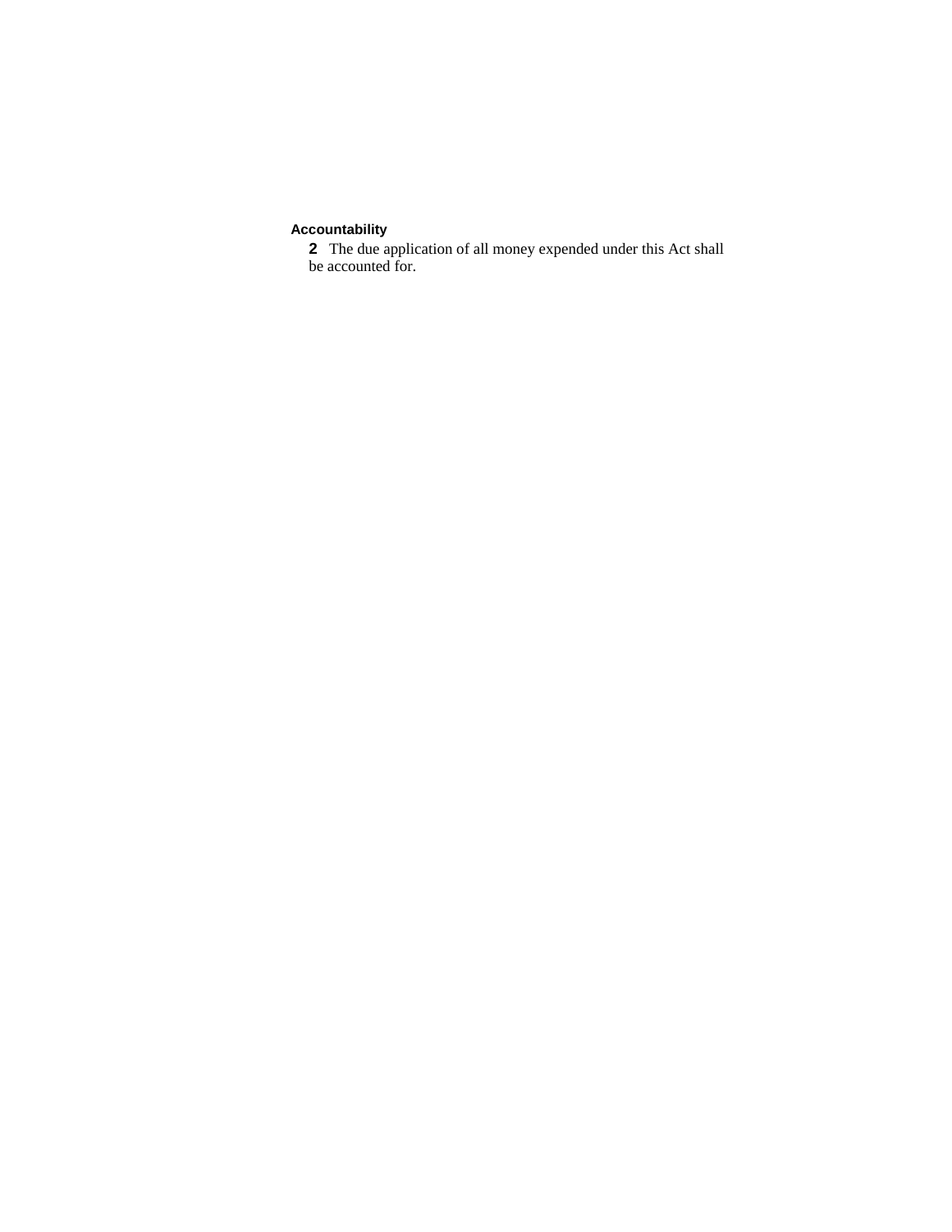**Accountability**

**2** The due application of all money expended under this Act shall be accounted for.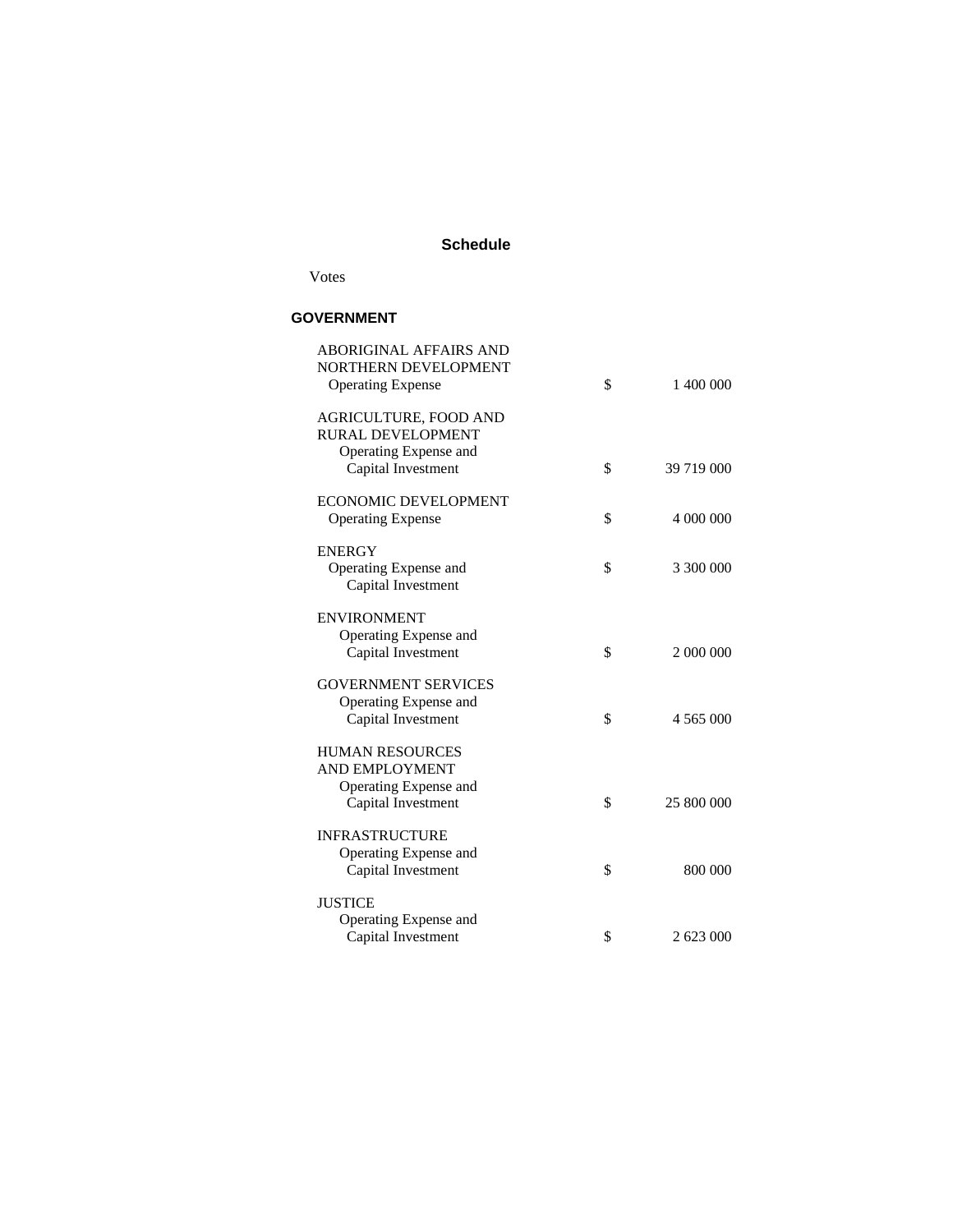## Schedule

Votes

### GOVERNMENT

| | | |
|---|---|---|
| ABORIGINAL AFFAIRS AND NORTHERN DEVELOPMENT<br>Operating Expense | $ | 1 400 000 |
| AGRICULTURE, FOOD AND RURAL DEVELOPMENT<br>Operating Expense and Capital Investment | $ | 39 719 000 |
| ECONOMIC DEVELOPMENT<br>Operating Expense | $ | 4 000 000 |
| ENERGY<br>Operating Expense and Capital Investment | $ | 3 300 000 |
| ENVIRONMENT<br>Operating Expense and Capital Investment | $ | 2 000 000 |
| GOVERNMENT SERVICES<br>Operating Expense and Capital Investment | $ | 4 565 000 |
| HUMAN RESOURCES AND EMPLOYMENT<br>Operating Expense and Capital Investment | $ | 25 800 000 |
| INFRASTRUCTURE<br>Operating Expense and Capital Investment | $ | 800 000 |
| JUSTICE<br>Operating Expense and Capital Investment | $ | 2 623 000 |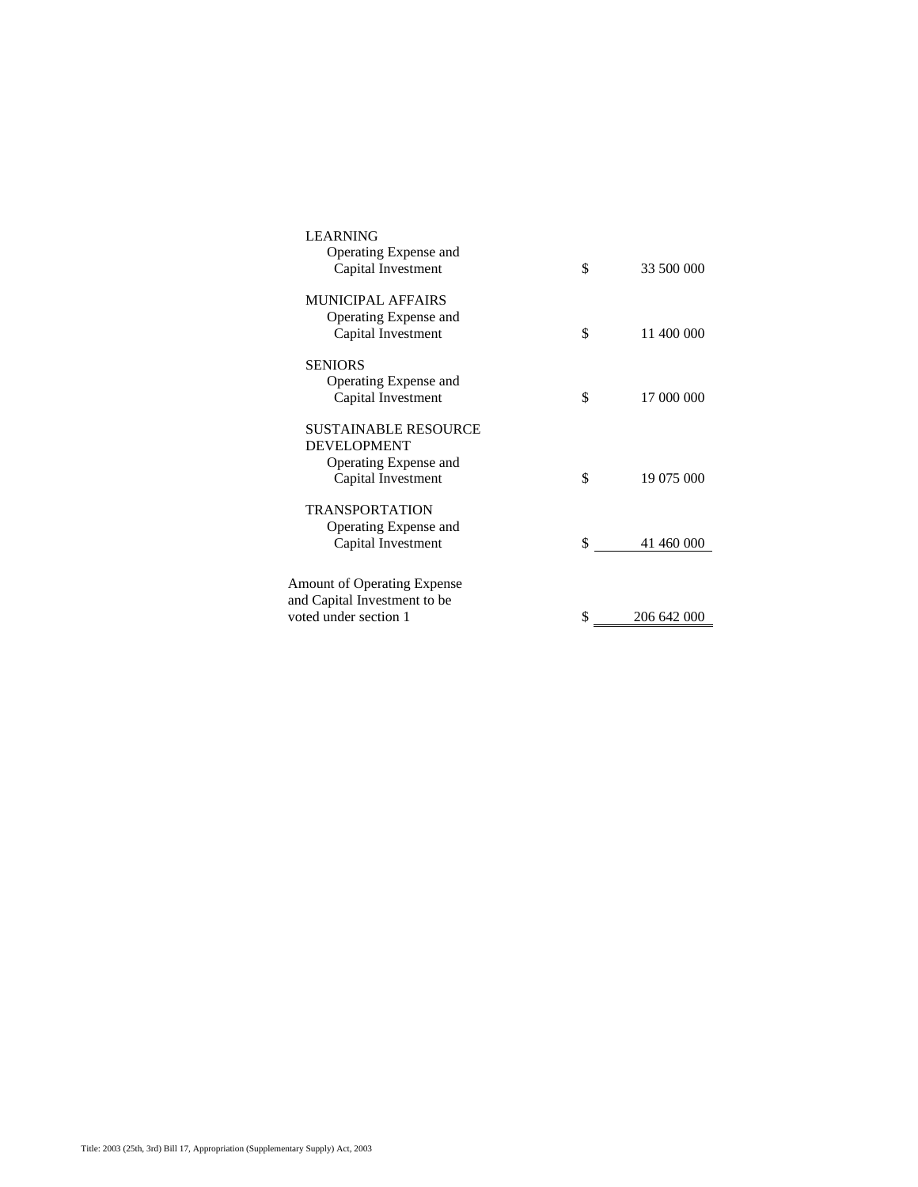| | | |
|---|---|---|
| LEARNING<br>Operating Expense and<br>Capital Investment | $ | 33 500 000 |
| MUNICIPAL AFFAIRS<br>Operating Expense and<br>Capital Investment | $ | 11 400 000 |
| SENIORS<br>Operating Expense and<br>Capital Investment | $ | 17 000 000 |
| SUSTAINABLE RESOURCE DEVELOPMENT<br>Operating Expense and<br>Capital Investment | $ | 19 075 000 |
| TRANSPORTATION<br>Operating Expense and<br>Capital Investment | $ | 41 460 000 |
| Amount of Operating Expense and Capital Investment to be voted under section 1 | $ | 206 642 000 |

Title: 2003 (25th, 3rd) Bill 17, Appropriation (Supplementary Supply) Act, 2003